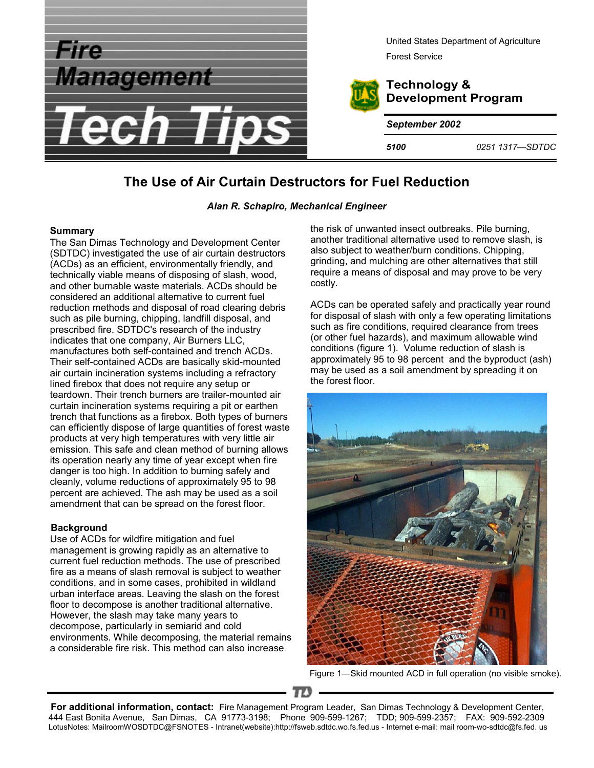Fire Management Tech Tips

United States Department of Agriculture
Forest Service

Technology & Development Program

September 2002

5100 0251 1317—SDTDC

# The Use of Air Curtain Destructors for Fuel Reduction

***Alan R. Schapiro, Mechanical Engineer***

## Summary

The San Dimas Technology and Development Center (SDTDC) investigated the use of air curtain destructors (ACDs) as an efficient, environmentally friendly, and technically viable means of disposing of slash, wood, and other burnable waste materials. ACDs should be considered an additional alternative to current fuel reduction methods and disposal of road clearing debris such as pile burning, chipping, landfill disposal, and prescribed fire. SDTDC's research of the industry indicates that one company, Air Burners LLC, manufactures both self-contained and trench ACDs. Their self-contained ACDs are basically skid-mounted air curtain incineration systems including a refractory lined firebox that does not require any setup or teardown. Their trench burners are trailer-mounted air curtain incineration systems requiring a pit or earthen trench that functions as a firebox. Both types of burners can efficiently dispose of large quantities of forest waste products at very high temperatures with very little air emission. This safe and clean method of burning allows its operation nearly any time of year except when fire danger is too high. In addition to burning safely and cleanly, volume reductions of approximately 95 to 98 percent are achieved. The ash may be used as a soil amendment that can be spread on the forest floor.

## Background

Use of ACDs for wildfire mitigation and fuel management is growing rapidly as an alternative to current fuel reduction methods. The use of prescribed fire as a means of slash removal is subject to weather conditions, and in some cases, prohibited in wildland urban interface areas. Leaving the slash on the forest floor to decompose is another traditional alternative. However, the slash may take many years to decompose, particularly in semiarid and cold environments. While decomposing, the material remains a considerable fire risk. This method can also increase the risk of unwanted insect outbreaks. Pile burning, another traditional alternative used to remove slash, is also subject to weather/burn conditions. Chipping, grinding, and mulching are other alternatives that still require a means of disposal and may prove to be very costly.

ACDs can be operated safely and practically year round for disposal of slash with only a few operating limitations such as fire conditions, required clearance from trees (or other fuel hazards), and maximum allowable wind conditions (figure 1). Volume reduction of slash is approximately 95 to 98 percent and the byproduct (ash) may be used as a soil amendment by spreading it on the forest floor.

Figure 1—Skid mounted ACD in full operation (no visible smoke).

**For additional information, contact:** Fire Management Program Leader, San Dimas Technology & Development Center, 444 East Bonita Avenue, San Dimas, CA 91773-3198; Phone 909-599-1267; TDD; 909-599-2357; FAX: 909-592-2309
LotusNotes: MailroomWOSDTDC@FSNOTES - Intranet(website):http://fsweb.sdtdc.wo.fs.fed.us - Internet e-mail: mail room-wo-sdtdc@fs.fed. us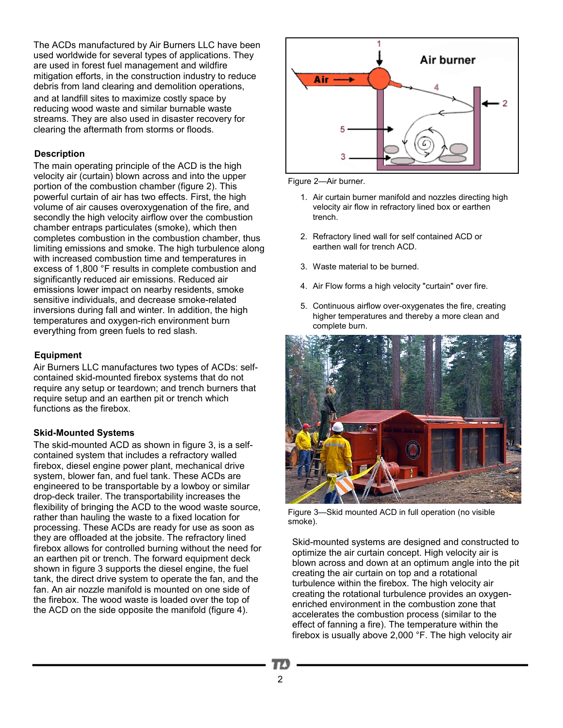The ACDs manufactured by Air Burners LLC have been used worldwide for several types of applications. They are used in forest fuel management and wildfire mitigation efforts, in the construction industry to reduce debris from land clearing and demolition operations, and at landfill sites to maximize costly space by reducing wood waste and similar burnable waste streams. They are also used in disaster recovery for clearing the aftermath from storms or floods.

### Description

The main operating principle of the ACD is the high velocity air (curtain) blown across and into the upper portion of the combustion chamber (figure 2). This powerful curtain of air has two effects. First, the high volume of air causes overoxygenation of the fire, and secondly the high velocity airflow over the combustion chamber entraps particulates (smoke), which then completes combustion in the combustion chamber, thus limiting emissions and smoke. The high turbulence along with increased combustion time and temperatures in excess of 1,800 °F results in complete combustion and significantly reduced air emissions. Reduced air emissions lower impact on nearby residents, smoke sensitive individuals, and decrease smoke-related inversions during fall and winter. In addition, the high temperatures and oxygen-rich environment burn everything from green fuels to red slash.

Figure 2—Air burner.

1. Air curtain burner manifold and nozzles directing high velocity air flow in refractory lined box or earthen trench.
2. Refractory lined wall for self contained ACD or earthen wall for trench ACD.
3. Waste material to be burned.
4. Air Flow forms a high velocity "curtain" over fire.
5. Continuous airflow over-oxygenates the fire, creating higher temperatures and thereby a more clean and complete burn.

### Equipment

Air Burners LLC manufactures two types of ACDs: self-contained skid-mounted firebox systems that do not require any setup or teardown; and trench burners that require setup and an earthen pit or trench which functions as the firebox.

### Skid-Mounted Systems

The skid-mounted ACD as shown in figure 3, is a self-contained system that includes a refractory walled firebox, diesel engine power plant, mechanical drive system, blower fan, and fuel tank. These ACDs are engineered to be transportable by a lowboy or similar drop-deck trailer. The transportability increases the flexibility of bringing the ACD to the wood waste source, rather than hauling the waste to a fixed location for processing. These ACDs are ready for use as soon as they are offloaded at the jobsite. The refractory lined firebox allows for controlled burning without the need for an earthen pit or trench. The forward equipment deck shown in figure 3 supports the diesel engine, the fuel tank, the direct drive system to operate the fan, and the fan. An air nozzle manifold is mounted on one side of the firebox. The wood waste is loaded over the top of the ACD on the side opposite the manifold (figure 4).

Figure 3—Skid mounted ACD in full operation (no visible smoke).

Skid-mounted systems are designed and constructed to optimize the air curtain concept. High velocity air is blown across and down at an optimum angle into the pit creating the air curtain on top and a rotational turbulence within the firebox. The high velocity air creating the rotational turbulence provides an oxygen-enriched environment in the combustion zone that accelerates the combustion process (similar to the effect of fanning a fire). The temperature within the firebox is usually above 2,000 °F. The high velocity air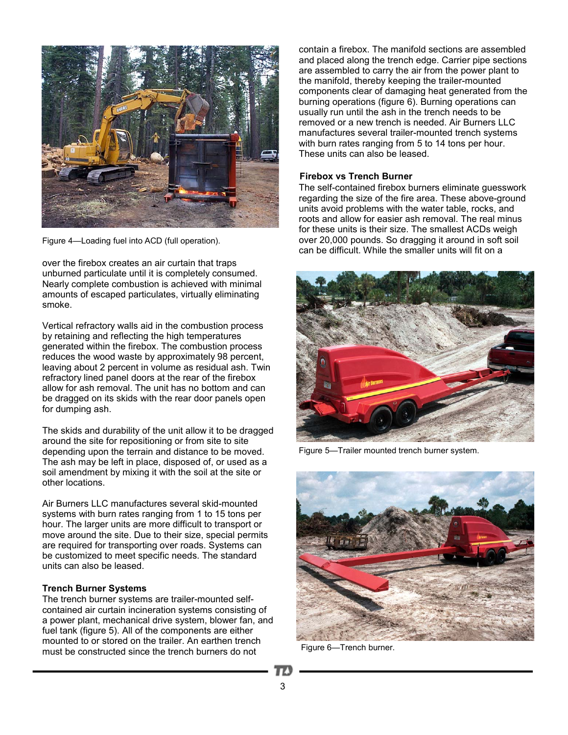Figure 4—Loading fuel into ACD (full operation).

over the firebox creates an air curtain that traps unburned particulate until it is completely consumed. Nearly complete combustion is achieved with minimal amounts of escaped particulates, virtually eliminating smoke.

Vertical refractory walls aid in the combustion process by retaining and reflecting the high temperatures generated within the firebox. The combustion process reduces the wood waste by approximately 98 percent, leaving about 2 percent in volume as residual ash. Twin refractory lined panel doors at the rear of the firebox allow for ash removal. The unit has no bottom and can be dragged on its skids with the rear door panels open for dumping ash.

The skids and durability of the unit allow it to be dragged around the site for repositioning or from site to site depending upon the terrain and distance to be moved. The ash may be left in place, disposed of, or used as a soil amendment by mixing it with the soil at the site or other locations.

Air Burners LLC manufactures several skid-mounted systems with burn rates ranging from 1 to 15 tons per hour. The larger units are more difficult to transport or move around the site. Due to their size, special permits are required for transporting over roads. Systems can be customized to meet specific needs. The standard units can also be leased.

### Trench Burner Systems

The trench burner systems are trailer-mounted self-contained air curtain incineration systems consisting of a power plant, mechanical drive system, blower fan, and fuel tank (figure 5). All of the components are either mounted to or stored on the trailer. An earthen trench must be constructed since the trench burners do not contain a firebox. The manifold sections are assembled and placed along the trench edge. Carrier pipe sections are assembled to carry the air from the power plant to the manifold, thereby keeping the trailer-mounted components clear of damaging heat generated from the burning operations (figure 6). Burning operations can usually run until the ash in the trench needs to be removed or a new trench is needed. Air Burners LLC manufactures several trailer-mounted trench systems with burn rates ranging from 5 to 14 tons per hour. These units can also be leased.

### Firebox vs Trench Burner

The self-contained firebox burners eliminate guesswork regarding the size of the fire area. These above-ground units avoid problems with the water table, rocks, and roots and allow for easier ash removal. The real minus for these units is their size. The smallest ACDs weigh over 20,000 pounds. So dragging it around in soft soil can be difficult. While the smaller units will fit on a

Figure 5—Trailer mounted trench burner system.

Figure 6—Trench burner.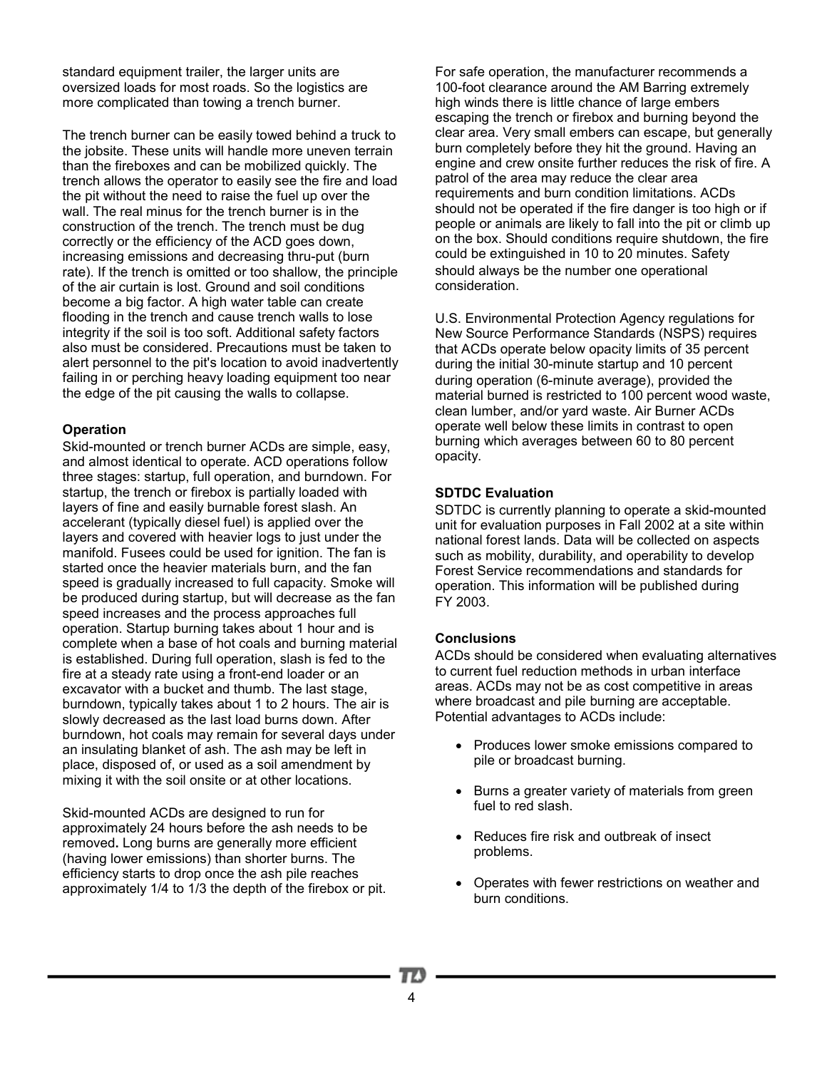standard equipment trailer, the larger units are oversized loads for most roads. So the logistics are more complicated than towing a trench burner.

The trench burner can be easily towed behind a truck to the jobsite. These units will handle more uneven terrain than the fireboxes and can be mobilized quickly. The trench allows the operator to easily see the fire and load the pit without the need to raise the fuel up over the wall. The real minus for the trench burner is in the construction of the trench. The trench must be dug correctly or the efficiency of the ACD goes down, increasing emissions and decreasing thru-put (burn rate). If the trench is omitted or too shallow, the principle of the air curtain is lost. Ground and soil conditions become a big factor. A high water table can create flooding in the trench and cause trench walls to lose integrity if the soil is too soft. Additional safety factors also must be considered. Precautions must be taken to alert personnel to the pit's location to avoid inadvertently failing in or perching heavy loading equipment too near the edge of the pit causing the walls to collapse.

**Operation**

Skid-mounted or trench burner ACDs are simple, easy, and almost identical to operate. ACD operations follow three stages: startup, full operation, and burndown. For startup, the trench or firebox is partially loaded with layers of fine and easily burnable forest slash. An accelerant (typically diesel fuel) is applied over the layers and covered with heavier logs to just under the manifold. Fusees could be used for ignition. The fan is started once the heavier materials burn, and the fan speed is gradually increased to full capacity. Smoke will be produced during startup, but will decrease as the fan speed increases and the process approaches full operation. Startup burning takes about 1 hour and is complete when a base of hot coals and burning material is established. During full operation, slash is fed to the fire at a steady rate using a front-end loader or an excavator with a bucket and thumb. The last stage, burndown, typically takes about 1 to 2 hours. The air is slowly decreased as the last load burns down. After burndown, hot coals may remain for several days under an insulating blanket of ash. The ash may be left in place, disposed of, or used as a soil amendment by mixing it with the soil onsite or at other locations.

Skid-mounted ACDs are designed to run for approximately 24 hours before the ash needs to be removed**.** Long burns are generally more efficient (having lower emissions) than shorter burns. The efficiency starts to drop once the ash pile reaches approximately 1/4 to 1/3 the depth of the firebox or pit.

For safe operation, the manufacturer recommends a 100-foot clearance around the AM Barring extremely high winds there is little chance of large embers escaping the trench or firebox and burning beyond the clear area. Very small embers can escape, but generally burn completely before they hit the ground. Having an engine and crew onsite further reduces the risk of fire. A patrol of the area may reduce the clear area requirements and burn condition limitations. ACDs should not be operated if the fire danger is too high or if people or animals are likely to fall into the pit or climb up on the box. Should conditions require shutdown, the fire could be extinguished in 10 to 20 minutes. Safety should always be the number one operational consideration.

U.S. Environmental Protection Agency regulations for New Source Performance Standards (NSPS) requires that ACDs operate below opacity limits of 35 percent during the initial 30-minute startup and 10 percent during operation (6-minute average), provided the material burned is restricted to 100 percent wood waste, clean lumber, and/or yard waste. Air Burner ACDs operate well below these limits in contrast to open burning which averages between 60 to 80 percent opacity.

**SDTDC Evaluation**

SDTDC is currently planning to operate a skid-mounted unit for evaluation purposes in Fall 2002 at a site within national forest lands. Data will be collected on aspects such as mobility, durability, and operability to develop Forest Service recommendations and standards for operation. This information will be published during FY 2003.

**Conclusions**

ACDs should be considered when evaluating alternatives to current fuel reduction methods in urban interface areas. ACDs may not be as cost competitive in areas where broadcast and pile burning are acceptable. Potential advantages to ACDs include:

- Produces lower smoke emissions compared to pile or broadcast burning.
- Burns a greater variety of materials from green fuel to red slash.
- Reduces fire risk and outbreak of insect problems.
- Operates with fewer restrictions on weather and burn conditions.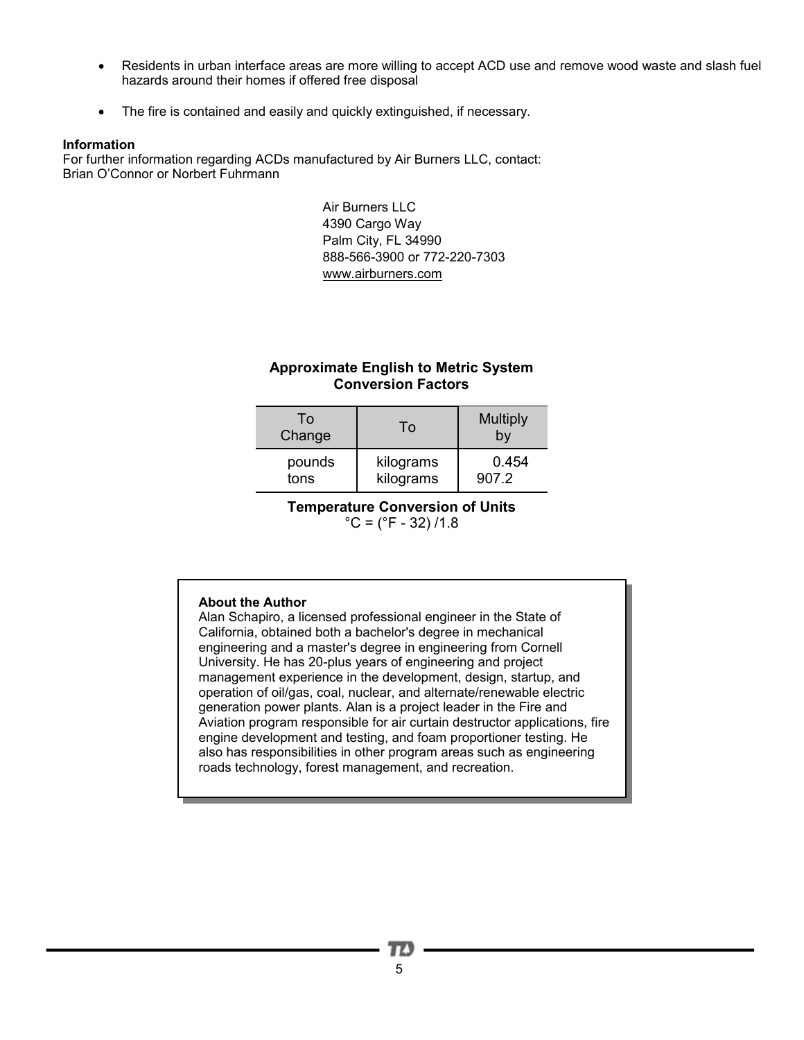- Residents in urban interface areas are more willing to accept ACD use and remove wood waste and slash fuel hazards around their homes if offered free disposal

- The fire is contained and easily and quickly extinguished, if necessary.

**Information**

For further information regarding ACDs manufactured by Air Burners LLC, contact:
Brian O'Connor or Norbert Fuhrmann

Air Burners LLC
4390 Cargo Way
Palm City, FL 34990
888-566-3900 or 772-220-7303
www.airburners.com

**Approximate English to Metric System Conversion Factors**

| To Change | To | Multiply by |
|---|---|---|
| pounds | kilograms | 0.454 |
| tons | kilograms | 907.2 |

**Temperature Conversion of Units**

°C = (°F - 32) /1.8

**About the Author**

Alan Schapiro, a licensed professional engineer in the State of California, obtained both a bachelor's degree in mechanical engineering and a master's degree in engineering from Cornell University. He has 20-plus years of engineering and project management experience in the development, design, startup, and operation of oil/gas, coal, nuclear, and alternate/renewable electric generation power plants. Alan is a project leader in the Fire and Aviation program responsible for air curtain destructor applications, fire engine development and testing, and foam proportioner testing. He also has responsibilities in other program areas such as engineering roads technology, forest management, and recreation.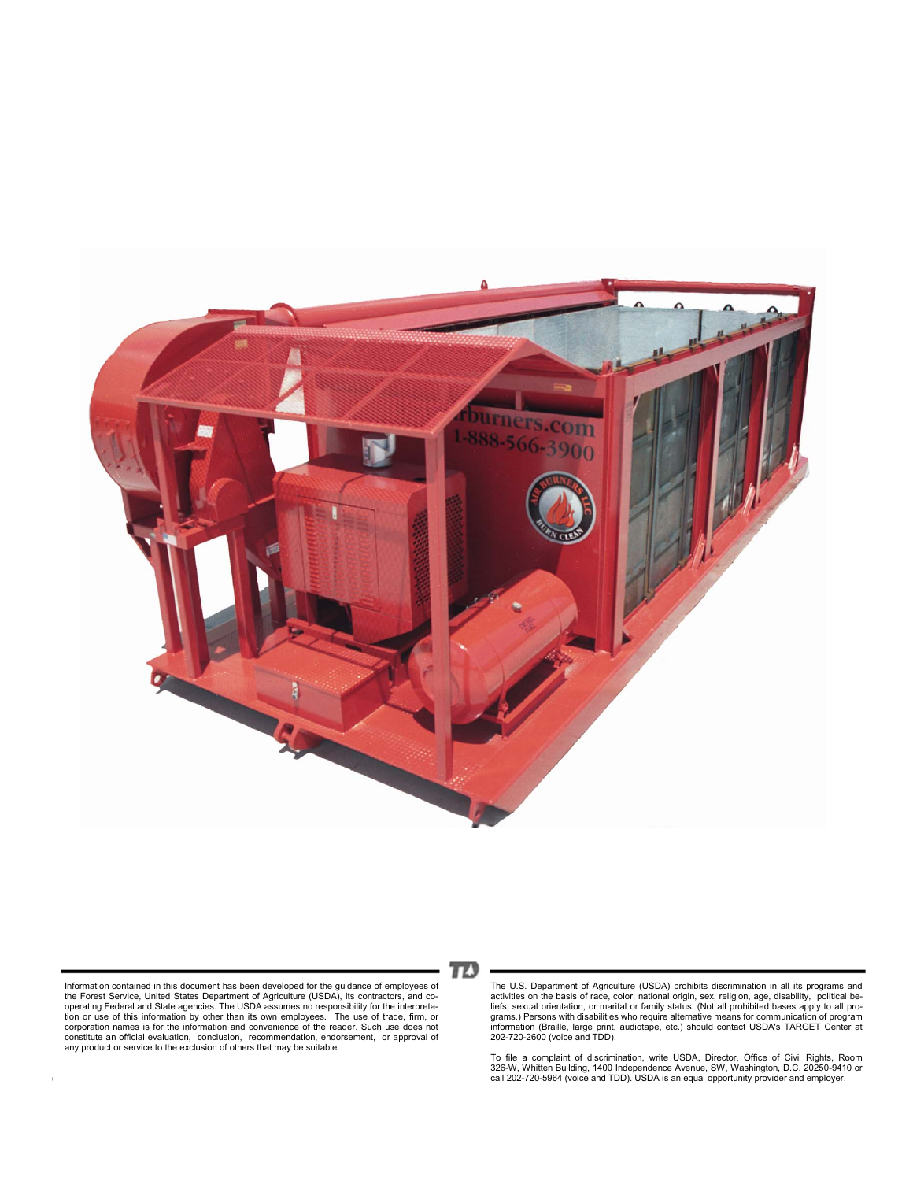Information contained in this document has been developed for the guidance of employees of the Forest Service, United States Department of Agriculture (USDA), its contractors, and cooperating Federal and State agencies. The USDA assumes no responsibility for the interpretation or use of this information by other than its own employees. The use of trade, firm, or corporation names is for the information and convenience of the reader. Such use does not constitute an official evaluation, conclusion, recommendation, endorsement, or approval of any product or service to the exclusion of others that may be suitable.

The U.S. Department of Agriculture (USDA) prohibits discrimination in all its programs and activities on the basis of race, color, national origin, sex, religion, age, disability, political beliefs, sexual orientation, or marital or family status. (Not all prohibited bases apply to all programs.) Persons with disabilities who require alternative means for communication of program information (Braille, large print, audiotape, etc.) should contact USDA's TARGET Center at 202-720-2600 (voice and TDD).

To file a complaint of discrimination, write USDA, Director, Office of Civil Rights, Room 326-W, Whitten Building, 1400 Independence Avenue, SW, Washington, D.C. 20250-9410 or call 202-720-5964 (voice and TDD). USDA is an equal opportunity provider and employer.